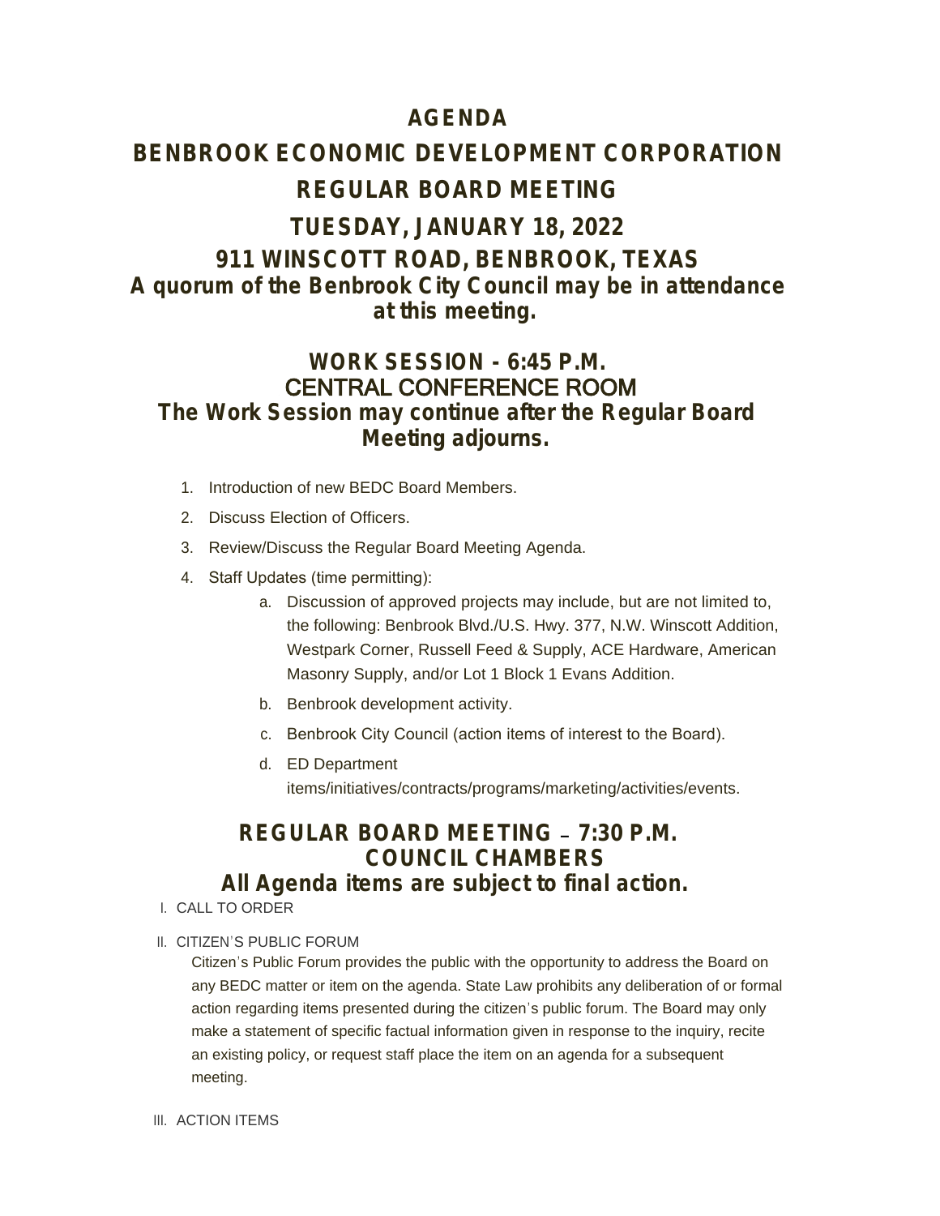# AGENDA

# BENBROOK ECONOMIC DEVELOPMENT CORPORATION

# REGULAR BOARD MEETING

## TUESDAY, JANUARY 18, 2022

## 911 WINSCOTT ROAD, BENBROOK, TEXAS

**A quorum of the Benbrook City Council may be in attendance at this meeting.**

## WORK SESSION - 6:45 P.M.
## CENTRAL CONFERENCE ROOM

**The Work Session may continue after the Regular Board Meeting adjourns.**

1. Introduction of new BEDC Board Members.
2. Discuss Election of Officers.
3. Review/Discuss the Regular Board Meeting Agenda.
4. Staff Updates (time permitting):
   a. Discussion of approved projects may include, but are not limited to, the following: Benbrook Blvd./U.S. Hwy. 377, N.W. Winscott Addition, Westpark Corner, Russell Feed & Supply, ACE Hardware, American Masonry Supply, and/or Lot 1 Block 1 Evans Addition.
   b. Benbrook development activity.
   c. Benbrook City Council (action items of interest to the Board).
   d. ED Department items/initiatives/contracts/programs/marketing/activities/events.

## REGULAR BOARD MEETING – 7:30 P.M.
## COUNCIL CHAMBERS

**All Agenda items are subject to final action.**

I. CALL TO ORDER

II. CITIZEN'S PUBLIC FORUM

Citizen's Public Forum provides the public with the opportunity to address the Board on any BEDC matter or item on the agenda. State Law prohibits any deliberation of or formal action regarding items presented during the citizen's public forum. The Board may only make a statement of specific factual information given in response to the inquiry, recite an existing policy, or request staff place the item on an agenda for a subsequent meeting.

III. ACTION ITEMS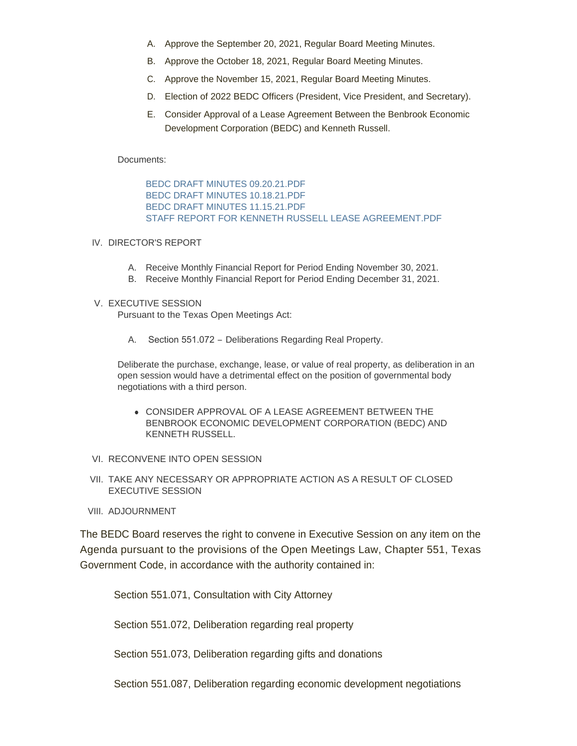A. Approve the September 20, 2021, Regular Board Meeting Minutes.

B. Approve the October 18, 2021, Regular Board Meeting Minutes.

C. Approve the November 15, 2021, Regular Board Meeting Minutes.

D. Election of 2022 BEDC Officers (President, Vice President, and Secretary).

E. Consider Approval of a Lease Agreement Between the Benbrook Economic Development Corporation (BEDC) and Kenneth Russell.

Documents:

BEDC DRAFT MINUTES 09.20.21.PDF
BEDC DRAFT MINUTES 10.18.21.PDF
BEDC DRAFT MINUTES 11.15.21.PDF
STAFF REPORT FOR KENNETH RUSSELL LEASE AGREEMENT.PDF

IV. DIRECTOR'S REPORT

A. Receive Monthly Financial Report for Period Ending November 30, 2021.
B. Receive Monthly Financial Report for Period Ending December 31, 2021.

V. EXECUTIVE SESSION
Pursuant to the Texas Open Meetings Act:

A. Section 551.072 – Deliberations Regarding Real Property.

Deliberate the purchase, exchange, lease, or value of real property, as deliberation in an open session would have a detrimental effect on the position of governmental body negotiations with a third person.

- CONSIDER APPROVAL OF A LEASE AGREEMENT BETWEEN THE BENBROOK ECONOMIC DEVELOPMENT CORPORATION (BEDC) AND KENNETH RUSSELL.

VI. RECONVENE INTO OPEN SESSION

VII. TAKE ANY NECESSARY OR APPROPRIATE ACTION AS A RESULT OF CLOSED EXECUTIVE SESSION

VIII. ADJOURNMENT

The BEDC Board reserves the right to convene in Executive Session on any item on the Agenda pursuant to the provisions of the Open Meetings Law, Chapter 551, Texas Government Code, in accordance with the authority contained in:

Section 551.071, Consultation with City Attorney

Section 551.072, Deliberation regarding real property

Section 551.073, Deliberation regarding gifts and donations

Section 551.087, Deliberation regarding economic development negotiations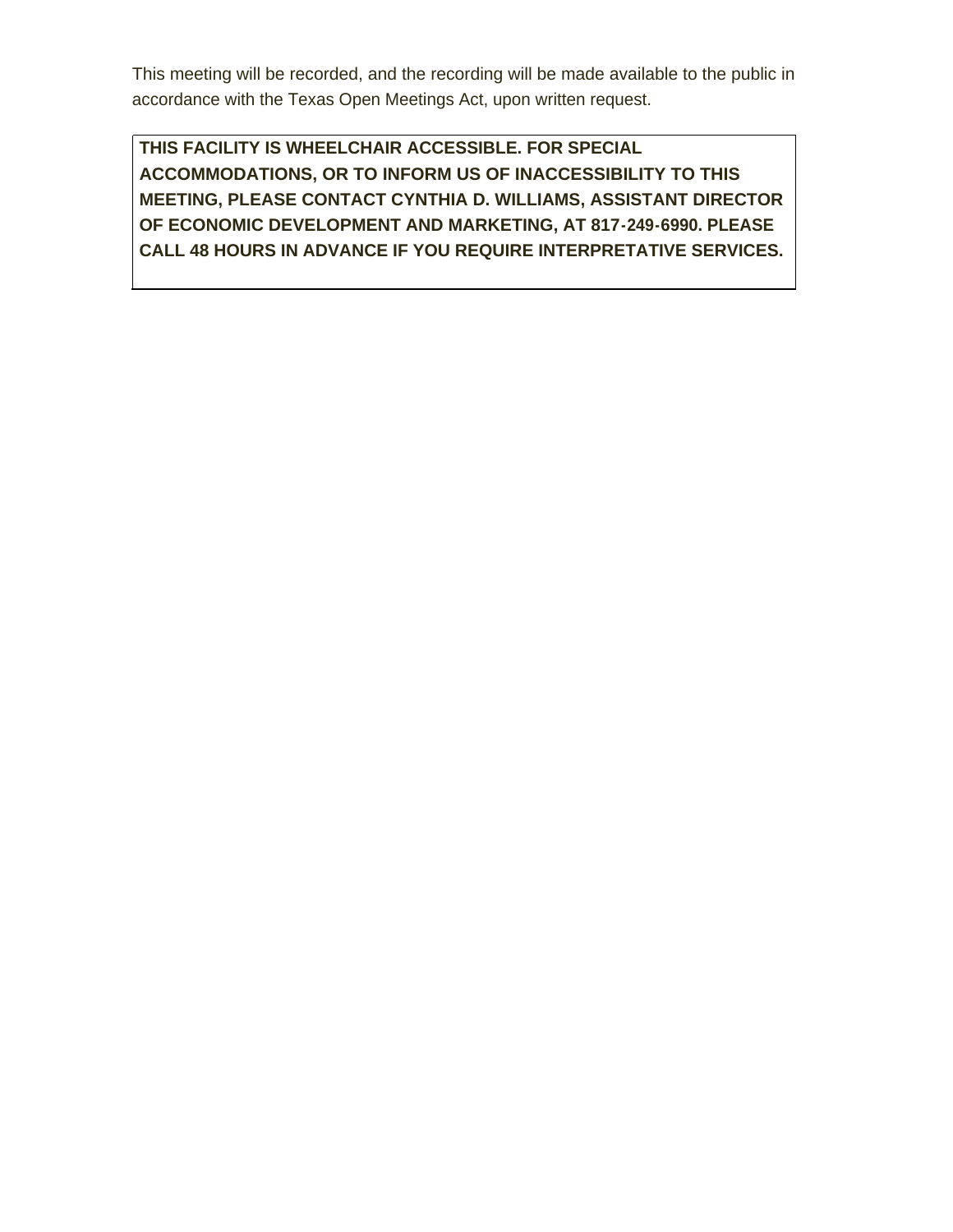This meeting will be recorded, and the recording will be made available to the public in accordance with the Texas Open Meetings Act, upon written request.

**THIS FACILITY IS WHEELCHAIR ACCESSIBLE. FOR SPECIAL ACCOMMODATIONS, OR TO INFORM US OF INACCESSIBILITY TO THIS MEETING, PLEASE CONTACT CYNTHIA D. WILLIAMS, ASSISTANT DIRECTOR OF ECONOMIC DEVELOPMENT AND MARKETING, AT 817-249-6990. PLEASE CALL 48 HOURS IN ADVANCE IF YOU REQUIRE INTERPRETATIVE SERVICES.**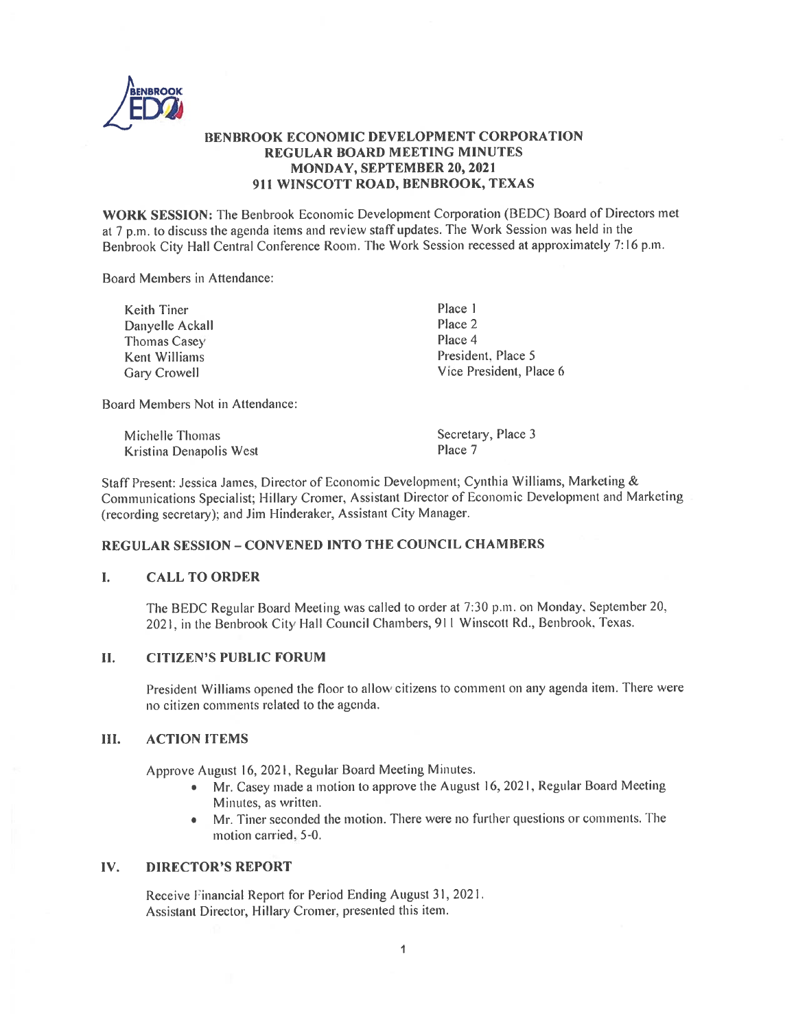# BENBROOK ECONOMIC DEVELOPMENT CORPORATION
## REGULAR BOARD MEETING MINUTES
## MONDAY, SEPTEMBER 20, 2021
## 911 WINSCOTT ROAD, BENBROOK, TEXAS

**WORK SESSION:** The Benbrook Economic Development Corporation (BEDC) Board of Directors met at 7 p.m. to discuss the agenda items and review staff updates. The Work Session was held in the Benbrook City Hall Central Conference Room. The Work Session recessed at approximately 7:16 p.m.

Board Members in Attendance:

| | |
|---|---|
| Keith Tiner | Place 1 |
| Danyelle Ackall | Place 2 |
| Thomas Casey | Place 4 |
| Kent Williams | President, Place 5 |
| Gary Crowell | Vice President, Place 6 |

Board Members Not in Attendance:

| | |
|---|---|
| Michelle Thomas | Secretary, Place 3 |
| Kristina Denapolis West | Place 7 |

Staff Present: Jessica James, Director of Economic Development; Cynthia Williams, Marketing & Communications Specialist; Hillary Cromer, Assistant Director of Economic Development and Marketing (recording secretary); and Jim Hinderaker, Assistant City Manager.

## REGULAR SESSION – CONVENED INTO THE COUNCIL CHAMBERS

### I. CALL TO ORDER

The BEDC Regular Board Meeting was called to order at 7:30 p.m. on Monday, September 20, 2021, in the Benbrook City Hall Council Chambers, 911 Winscott Rd., Benbrook, Texas.

### II. CITIZEN'S PUBLIC FORUM

President Williams opened the floor to allow citizens to comment on any agenda item. There were no citizen comments related to the agenda.

### III. ACTION ITEMS

Approve August 16, 2021, Regular Board Meeting Minutes.

- Mr. Casey made a motion to approve the August 16, 2021, Regular Board Meeting Minutes, as written.
- Mr. Tiner seconded the motion. There were no further questions or comments. The motion carried, 5-0.

### IV. DIRECTOR'S REPORT

Receive Financial Report for Period Ending August 31, 2021.
Assistant Director, Hillary Cromer, presented this item.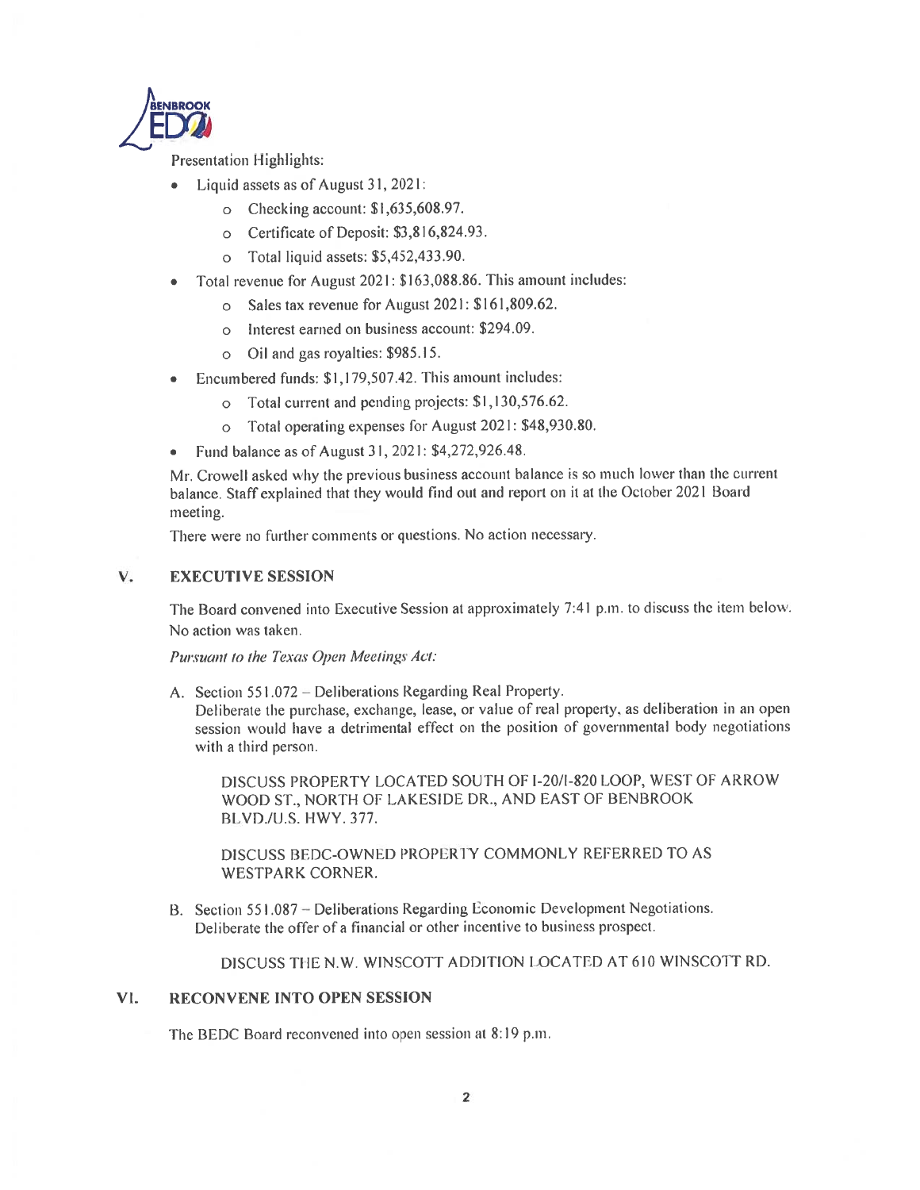Presentation Highlights:

- Liquid assets as of August 31, 2021:
  - Checking account: $1,635,608.97.
  - Certificate of Deposit: $3,816,824.93.
  - Total liquid assets: $5,452,433.90.
- Total revenue for August 2021: $163,088.86. This amount includes:
  - Sales tax revenue for August 2021: $161,809.62.
  - Interest earned on business account: $294.09.
  - Oil and gas royalties: $985.15.
- Encumbered funds: $1,179,507.42. This amount includes:
  - Total current and pending projects: $1,130,576.62.
  - Total operating expenses for August 2021: $48,930.80.
- Fund balance as of August 31, 2021: $4,272,926.48.

Mr. Crowell asked why the previous business account balance is so much lower than the current balance. Staff explained that they would find out and report on it at the October 2021 Board meeting.

There were no further comments or questions. No action necessary.

## V. EXECUTIVE SESSION

The Board convened into Executive Session at approximately 7:41 p.m. to discuss the item below. No action was taken.

*Pursuant to the Texas Open Meetings Act:*

A. Section 551.072 – Deliberations Regarding Real Property.
Deliberate the purchase, exchange, lease, or value of real property, as deliberation in an open session would have a detrimental effect on the position of governmental body negotiations with a third person.

DISCUSS PROPERTY LOCATED SOUTH OF I-20/I-820 LOOP, WEST OF ARROW WOOD ST., NORTH OF LAKESIDE DR., AND EAST OF BENBROOK BLVD./U.S. HWY. 377.

DISCUSS BEDC-OWNED PROPERTY COMMONLY REFERRED TO AS WESTPARK CORNER.

B. Section 551.087 – Deliberations Regarding Economic Development Negotiations.
Deliberate the offer of a financial or other incentive to business prospect.

DISCUSS THE N.W. WINSCOTT ADDITION LOCATED AT 610 WINSCOTT RD.

## VI. RECONVENE INTO OPEN SESSION

The BEDC Board reconvened into open session at 8:19 p.m.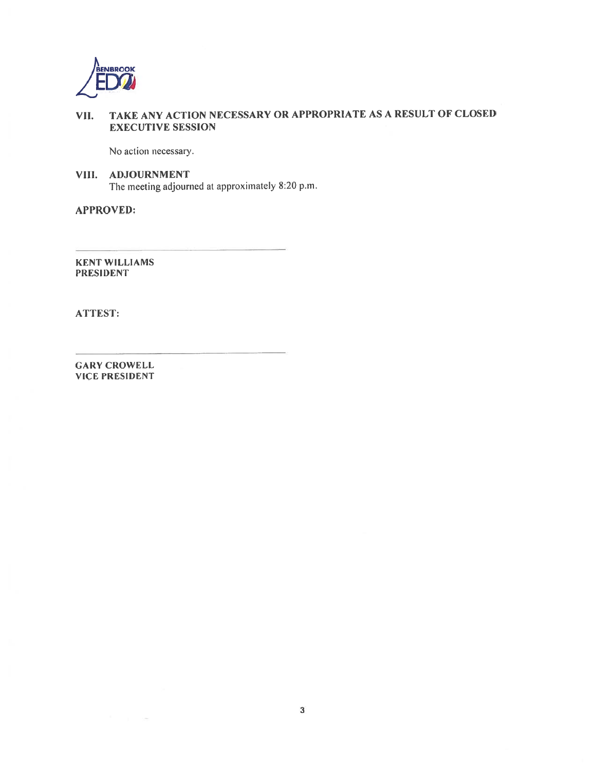## VII. TAKE ANY ACTION NECESSARY OR APPROPRIATE AS A RESULT OF CLOSED EXECUTIVE SESSION

No action necessary.

## VIII. ADJOURNMENT

The meeting adjourned at approximately 8:20 p.m.

**APPROVED:**

\_\_\_\_\_\_\_\_\_\_\_\_\_\_\_\_\_\_\_\_\_\_\_\_\_\_\_\_\_\_\_\_\_\_\_\_

**KENT WILLIAMS**
**PRESIDENT**

**ATTEST:**

\_\_\_\_\_\_\_\_\_\_\_\_\_\_\_\_\_\_\_\_\_\_\_\_\_\_\_\_\_\_\_\_\_\_\_\_

**GARY CROWELL**
**VICE PRESIDENT**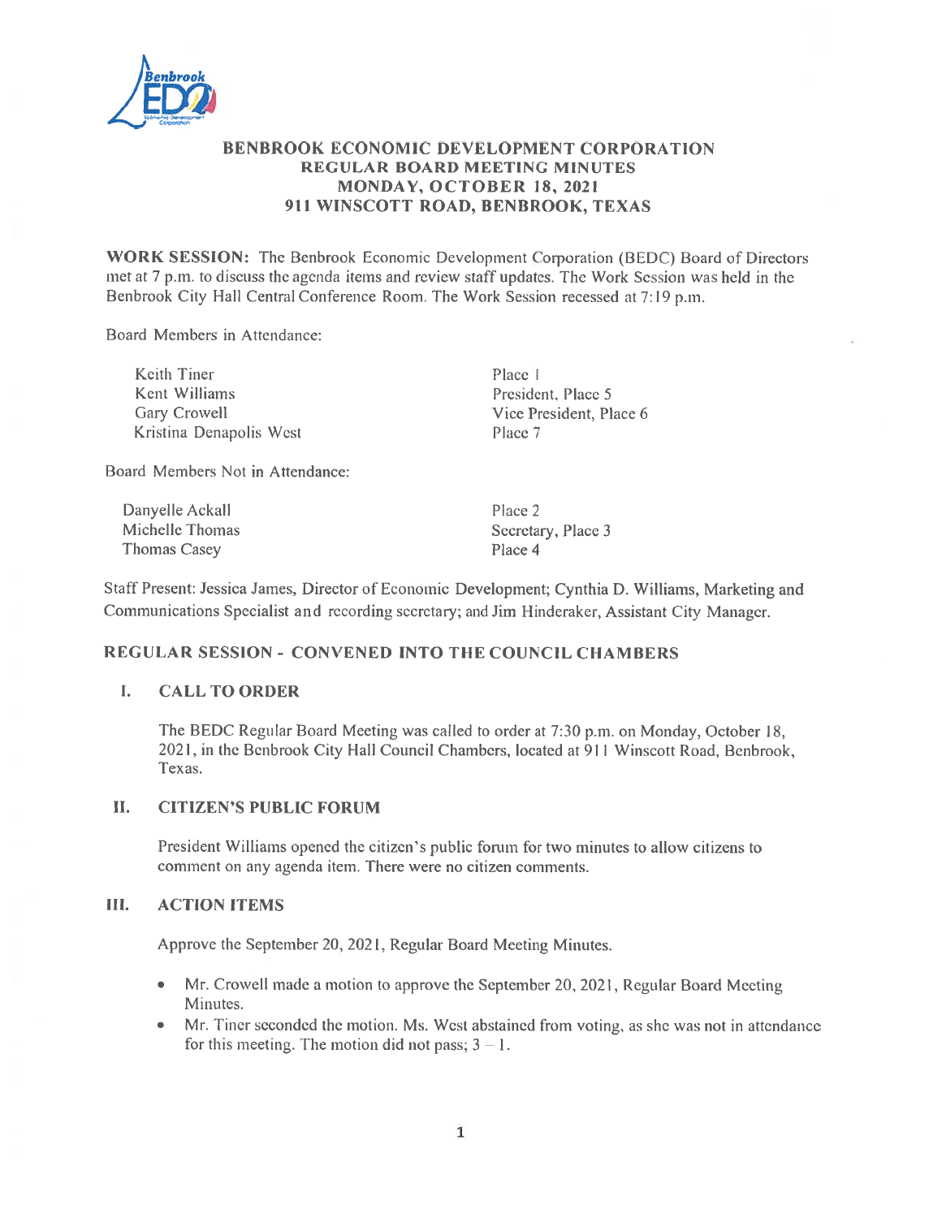# BENBROOK ECONOMIC DEVELOPMENT CORPORATION
## REGULAR BOARD MEETING MINUTES
## MONDAY, OCTOBER 18, 2021
## 911 WINSCOTT ROAD, BENBROOK, TEXAS

**WORK SESSION:** The Benbrook Economic Development Corporation (BEDC) Board of Directors met at 7 p.m. to discuss the agenda items and review staff updates. The Work Session was held in the Benbrook City Hall Central Conference Room. The Work Session recessed at 7:19 p.m.

Board Members in Attendance:

| | |
|---|---|
| Keith Tiner | Place 1 |
| Kent Williams | President, Place 5 |
| Gary Crowell | Vice President, Place 6 |
| Kristina Denapolis West | Place 7 |

Board Members Not in Attendance:

| | |
|---|---|
| Danyelle Ackall | Place 2 |
| Michelle Thomas | Secretary, Place 3 |
| Thomas Casey | Place 4 |

Staff Present: Jessica James, Director of Economic Development; Cynthia D. Williams, Marketing and Communications Specialist and recording secretary; and Jim Hinderaker, Assistant City Manager.

### REGULAR SESSION - CONVENED INTO THE COUNCIL CHAMBERS

### I. CALL TO ORDER

The BEDC Regular Board Meeting was called to order at 7:30 p.m. on Monday, October 18, 2021, in the Benbrook City Hall Council Chambers, located at 911 Winscott Road, Benbrook, Texas.

### II. CITIZEN'S PUBLIC FORUM

President Williams opened the citizen's public forum for two minutes to allow citizens to comment on any agenda item. There were no citizen comments.

### III. ACTION ITEMS

Approve the September 20, 2021, Regular Board Meeting Minutes.

- Mr. Crowell made a motion to approve the September 20, 2021, Regular Board Meeting Minutes.
- Mr. Tiner seconded the motion. Ms. West abstained from voting, as she was not in attendance for this meeting. The motion did not pass; 3 – 1.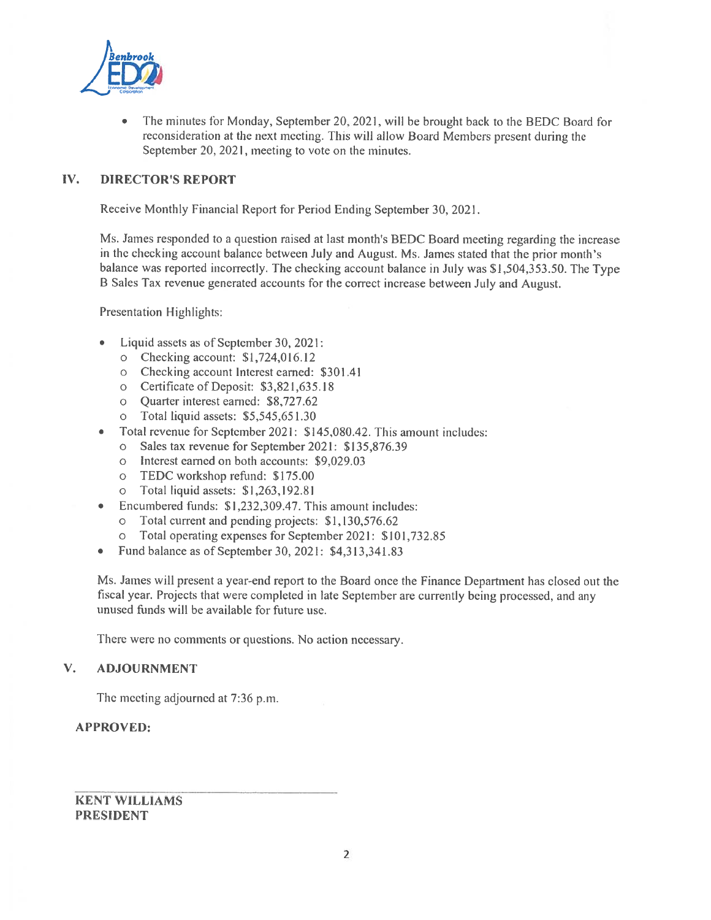- The minutes for Monday, September 20, 2021, will be brought back to the BEDC Board for reconsideration at the next meeting. This will allow Board Members present during the September 20, 2021, meeting to vote on the minutes.

## IV. DIRECTOR'S REPORT

Receive Monthly Financial Report for Period Ending September 30, 2021.

Ms. James responded to a question raised at last month's BEDC Board meeting regarding the increase in the checking account balance between July and August. Ms. James stated that the prior month's balance was reported incorrectly. The checking account balance in July was $1,504,353.50. The Type B Sales Tax revenue generated accounts for the correct increase between July and August.

Presentation Highlights:

- Liquid assets as of September 30, 2021:
  - Checking account: $1,724,016.12
  - Checking account Interest earned: $301.41
  - Certificate of Deposit: $3,821,635.18
  - Quarter interest earned: $8,727.62
  - Total liquid assets: $5,545,651.30
- Total revenue for September 2021: $145,080.42. This amount includes:
  - Sales tax revenue for September 2021: $135,876.39
  - Interest earned on both accounts: $9,029.03
  - TEDC workshop refund: $175.00
  - Total liquid assets: $1,263,192.81
- Encumbered funds: $1,232,309.47. This amount includes:
  - Total current and pending projects: $1,130,576.62
  - Total operating expenses for September 2021: $101,732.85
- Fund balance as of September 30, 2021: $4,313,341.83

Ms. James will present a year-end report to the Board once the Finance Department has closed out the fiscal year. Projects that were completed in late September are currently being processed, and any unused funds will be available for future use.

There were no comments or questions. No action necessary.

## V. ADJOURNMENT

The meeting adjourned at 7:36 p.m.

**APPROVED:**

______________________________

**KENT WILLIAMS**
**PRESIDENT**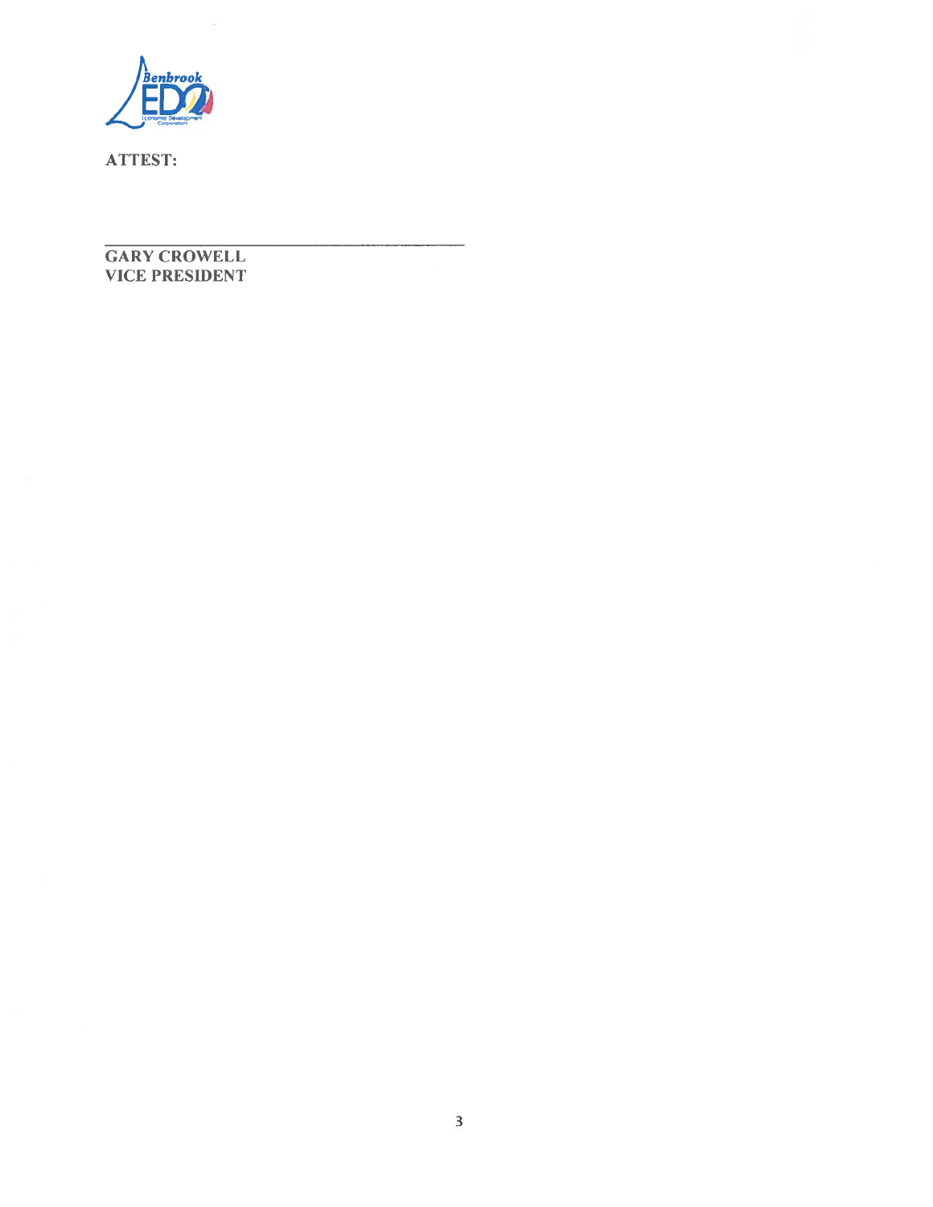**ATTEST:**

\_\_\_\_\_\_\_\_\_\_\_\_\_\_\_\_\_\_\_\_\_\_\_\_\_\_\_\_\_\_\_\_\_\_\_\_

**GARY CROWELL**
**VICE PRESIDENT**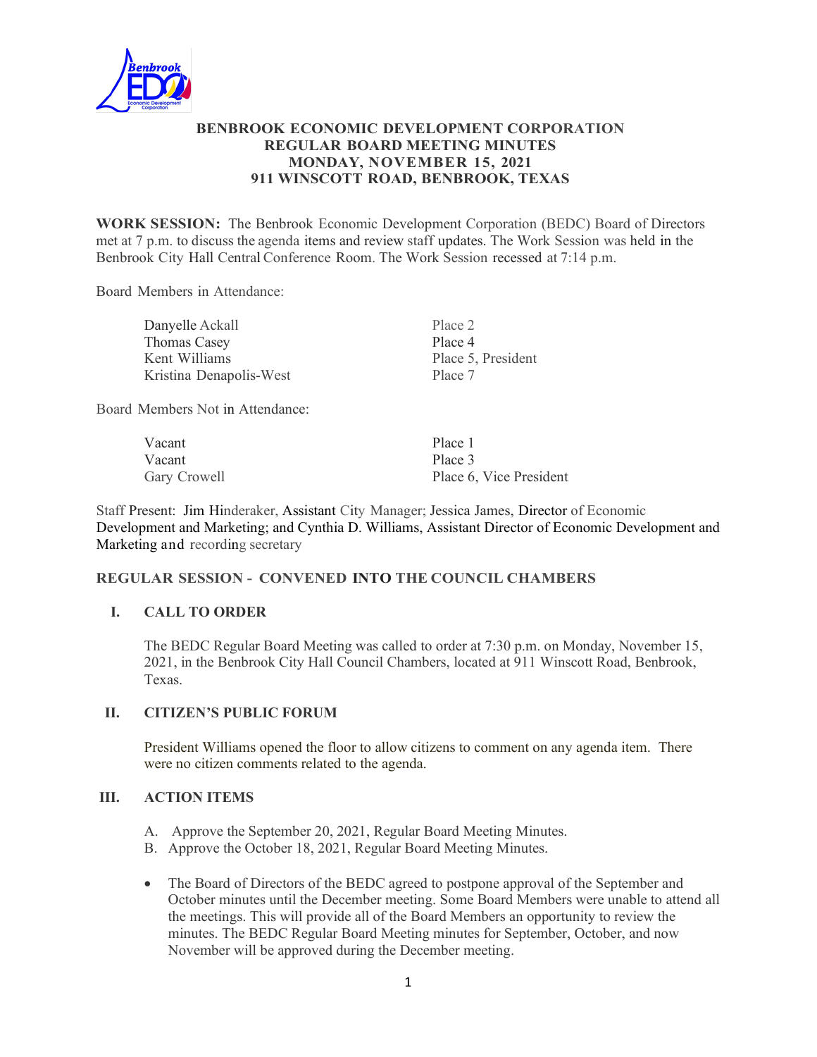**BENBROOK ECONOMIC DEVELOPMENT CORPORATION**
**REGULAR BOARD MEETING MINUTES**
**MONDAY, NOVEMBER 15, 2021**
**911 WINSCOTT ROAD, BENBROOK, TEXAS**

**WORK SESSION:** The Benbrook Economic Development Corporation (BEDC) Board of Directors met at 7 p.m. to discuss the agenda items and review staff updates. The Work Session was held in the Benbrook City Hall Central Conference Room. The Work Session recessed at 7:14 p.m.

Board Members in Attendance:

| | |
|---|---|
| Danyelle Ackall | Place 2 |
| Thomas Casey | Place 4 |
| Kent Williams | Place 5, President |
| Kristina Denapolis-West | Place 7 |

Board Members Not in Attendance:

| | |
|---|---|
| Vacant | Place 1 |
| Vacant | Place 3 |
| Gary Crowell | Place 6, Vice President |

Staff Present: Jim Hinderaker, Assistant City Manager; Jessica James, Director of Economic Development and Marketing; and Cynthia D. Williams, Assistant Director of Economic Development and Marketing and recording secretary

## REGULAR SESSION - CONVENED INTO THE COUNCIL CHAMBERS

### I. CALL TO ORDER

The BEDC Regular Board Meeting was called to order at 7:30 p.m. on Monday, November 15, 2021, in the Benbrook City Hall Council Chambers, located at 911 Winscott Road, Benbrook, Texas.

### II. CITIZEN'S PUBLIC FORUM

President Williams opened the floor to allow citizens to comment on any agenda item. There were no citizen comments related to the agenda.

### III. ACTION ITEMS

A. Approve the September 20, 2021, Regular Board Meeting Minutes.
B. Approve the October 18, 2021, Regular Board Meeting Minutes.

- The Board of Directors of the BEDC agreed to postpone approval of the September and October minutes until the December meeting. Some Board Members were unable to attend all the meetings. This will provide all of the Board Members an opportunity to review the minutes. The BEDC Regular Board Meeting minutes for September, October, and now November will be approved during the December meeting.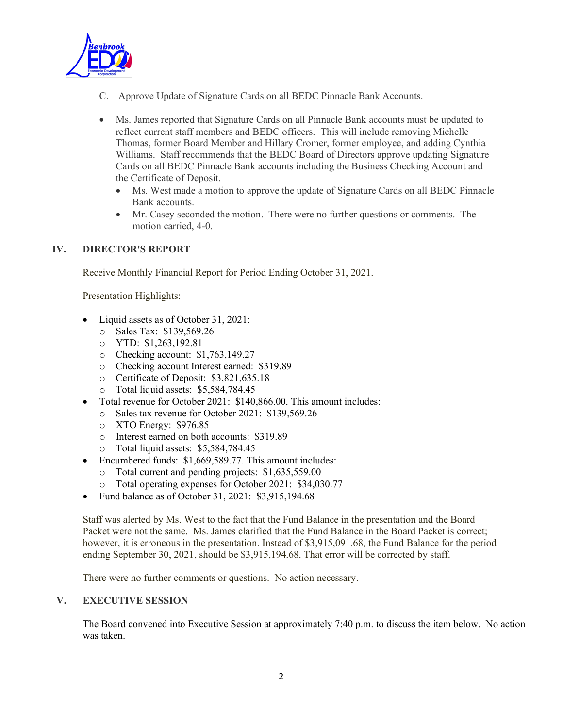C. Approve Update of Signature Cards on all BEDC Pinnacle Bank Accounts.

- Ms. James reported that Signature Cards on all Pinnacle Bank accounts must be updated to reflect current staff members and BEDC officers. This will include removing Michelle Thomas, former Board Member and Hillary Cromer, former employee, and adding Cynthia Williams. Staff recommends that the BEDC Board of Directors approve updating Signature Cards on all BEDC Pinnacle Bank accounts including the Business Checking Account and the Certificate of Deposit.
  - Ms. West made a motion to approve the update of Signature Cards on all BEDC Pinnacle Bank accounts.
  - Mr. Casey seconded the motion. There were no further questions or comments. The motion carried, 4-0.

## IV. DIRECTOR'S REPORT

Receive Monthly Financial Report for Period Ending October 31, 2021.

Presentation Highlights:

- Liquid assets as of October 31, 2021:
  - Sales Tax: $139,569.26
  - YTD: $1,263,192.81
  - Checking account: $1,763,149.27
  - Checking account Interest earned: $319.89
  - Certificate of Deposit: $3,821,635.18
  - Total liquid assets: $5,584,784.45
- Total revenue for October 2021: $140,866.00. This amount includes:
  - Sales tax revenue for October 2021: $139,569.26
  - XTO Energy: $976.85
  - Interest earned on both accounts: $319.89
  - Total liquid assets: $5,584,784.45
- Encumbered funds: $1,669,589.77. This amount includes:
  - Total current and pending projects: $1,635,559.00
  - Total operating expenses for October 2021: $34,030.77
- Fund balance as of October 31, 2021: $3,915,194.68

Staff was alerted by Ms. West to the fact that the Fund Balance in the presentation and the Board Packet were not the same. Ms. James clarified that the Fund Balance in the Board Packet is correct; however, it is erroneous in the presentation. Instead of $3,915,091.68, the Fund Balance for the period ending September 30, 2021, should be $3,915,194.68. That error will be corrected by staff.

There were no further comments or questions. No action necessary.

## V. EXECUTIVE SESSION

The Board convened into Executive Session at approximately 7:40 p.m. to discuss the item below. No action was taken.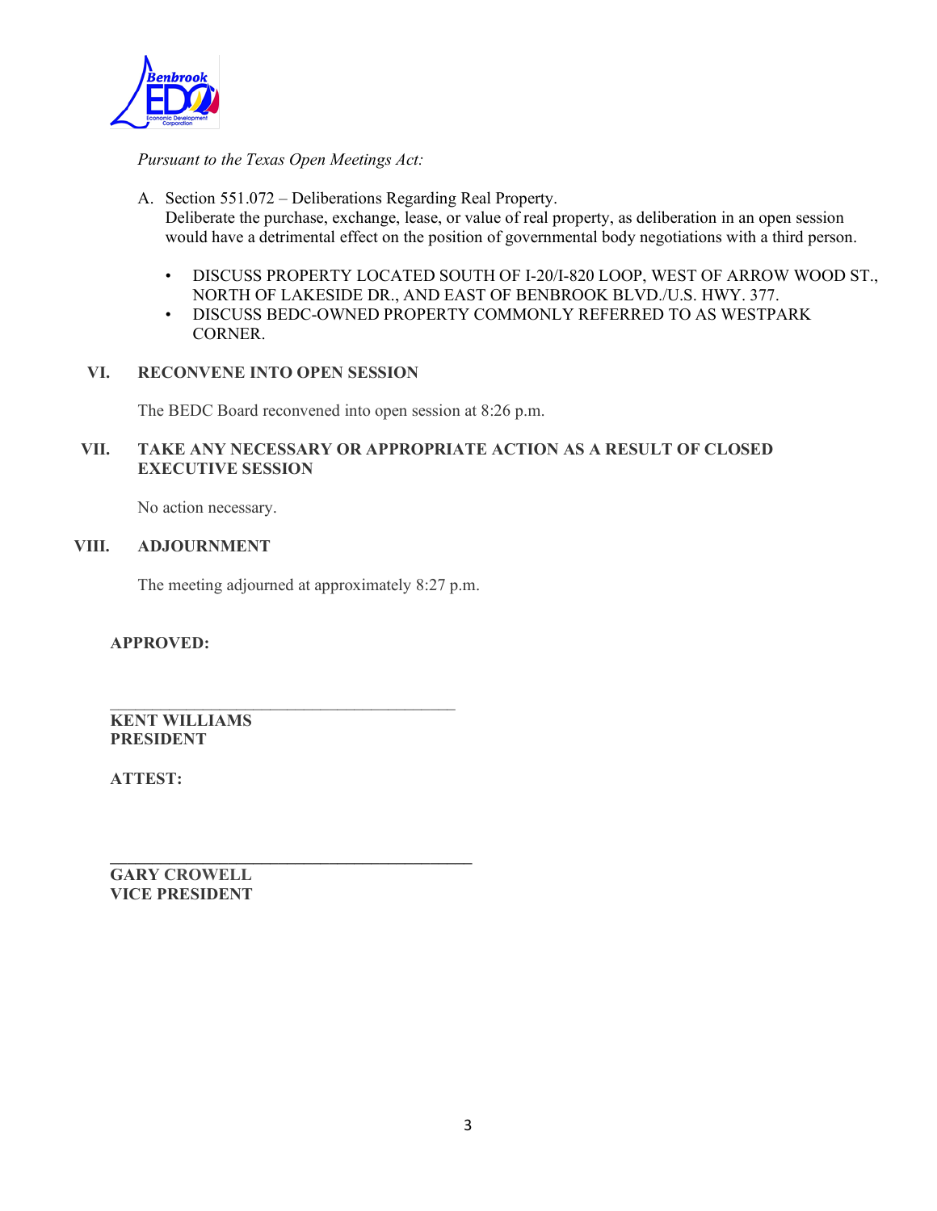*Pursuant to the Texas Open Meetings Act:*

A. Section 551.072 – Deliberations Regarding Real Property.
   Deliberate the purchase, exchange, lease, or value of real property, as deliberation in an open session would have a detrimental effect on the position of governmental body negotiations with a third person.

   - DISCUSS PROPERTY LOCATED SOUTH OF I-20/I-820 LOOP, WEST OF ARROW WOOD ST., NORTH OF LAKESIDE DR., AND EAST OF BENBROOK BLVD./U.S. HWY. 377.
   - DISCUSS BEDC-OWNED PROPERTY COMMONLY REFERRED TO AS WESTPARK CORNER.

## VI. RECONVENE INTO OPEN SESSION

The BEDC Board reconvened into open session at 8:26 p.m.

## VII. TAKE ANY NECESSARY OR APPROPRIATE ACTION AS A RESULT OF CLOSED EXECUTIVE SESSION

No action necessary.

## VIII. ADJOURNMENT

The meeting adjourned at approximately 8:27 p.m.

**APPROVED:**

\_\_\_\_\_\_\_\_\_\_\_\_\_\_\_\_\_\_\_\_\_\_\_\_\_\_\_\_\_\_\_\_\_\_\_\_\_\_\_\_

**KENT WILLIAMS**
**PRESIDENT**

**ATTEST:**

\_\_\_\_\_\_\_\_\_\_\_\_\_\_\_\_\_\_\_\_\_\_\_\_\_\_\_\_\_\_\_\_\_\_\_\_\_\_\_\_

**GARY CROWELL**
**VICE PRESIDENT**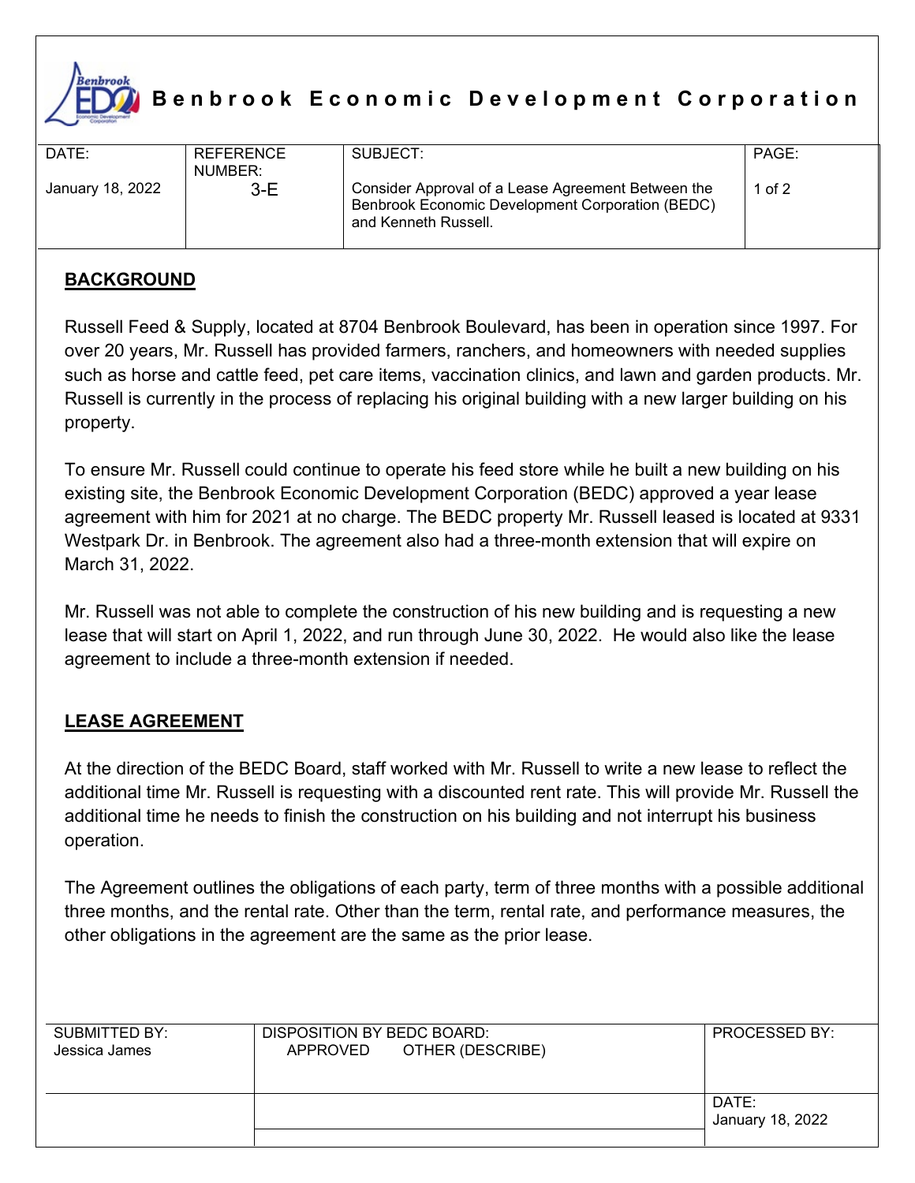# Benbrook Economic Development Corporation

| DATE: | REFERENCE NUMBER: | SUBJECT: | PAGE: |
|---|---|---|---|
| January 18, 2022 | 3-E | Consider Approval of a Lease Agreement Between the Benbrook Economic Development Corporation (BEDC) and Kenneth Russell. | 1 of 2 |

## BACKGROUND

Russell Feed & Supply, located at 8704 Benbrook Boulevard, has been in operation since 1997. For over 20 years, Mr. Russell has provided farmers, ranchers, and homeowners with needed supplies such as horse and cattle feed, pet care items, vaccination clinics, and lawn and garden products. Mr. Russell is currently in the process of replacing his original building with a new larger building on his property.

To ensure Mr. Russell could continue to operate his feed store while he built a new building on his existing site, the Benbrook Economic Development Corporation (BEDC) approved a year lease agreement with him for 2021 at no charge. The BEDC property Mr. Russell leased is located at 9331 Westpark Dr. in Benbrook. The agreement also had a three-month extension that will expire on March 31, 2022.

Mr. Russell was not able to complete the construction of his new building and is requesting a new lease that will start on April 1, 2022, and run through June 30, 2022. He would also like the lease agreement to include a three-month extension if needed.

## LEASE AGREEMENT

At the direction of the BEDC Board, staff worked with Mr. Russell to write a new lease to reflect the additional time Mr. Russell is requesting with a discounted rent rate. This will provide Mr. Russell the additional time he needs to finish the construction on his building and not interrupt his business operation.

The Agreement outlines the obligations of each party, term of three months with a possible additional three months, and the rental rate. Other than the term, rental rate, and performance measures, the other obligations in the agreement are the same as the prior lease.

| SUBMITTED BY: | DISPOSITION BY BEDC BOARD: | PROCESSED BY: |
|---|---|---|
| Jessica James | APPROVED OTHER (DESCRIBE) | |
| | | DATE: January 18, 2022 |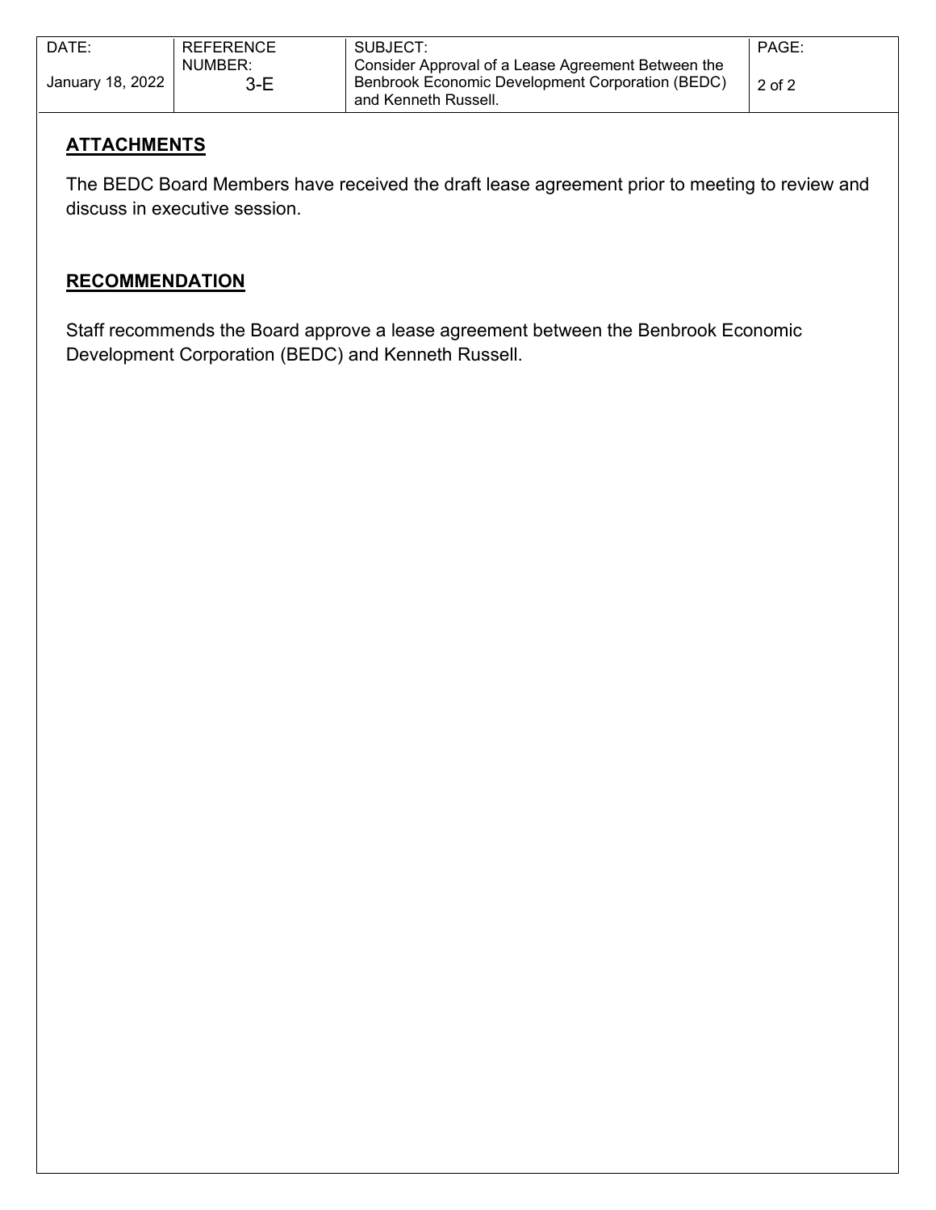| DATE: | REFERENCE NUMBER: | SUBJECT: | PAGE: |
|---|---|---|---|
| January 18, 2022 | 3-E | Consider Approval of a Lease Agreement Between the Benbrook Economic Development Corporation (BEDC) and Kenneth Russell. | 2 of 2 |

## ATTACHMENTS

The BEDC Board Members have received the draft lease agreement prior to meeting to review and discuss in executive session.

## RECOMMENDATION

Staff recommends the Board approve a lease agreement between the Benbrook Economic Development Corporation (BEDC) and Kenneth Russell.